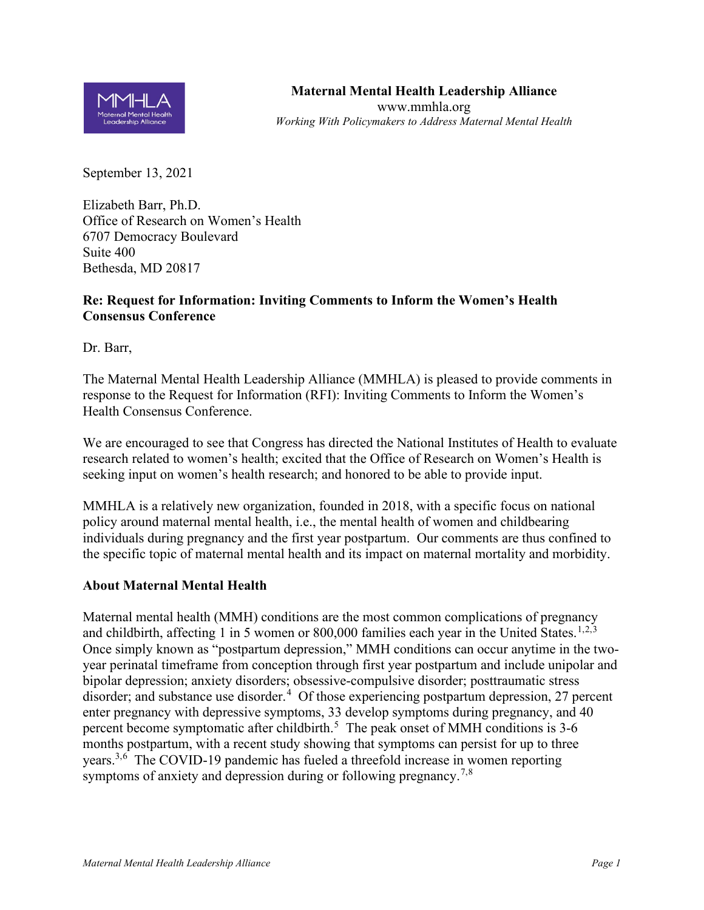**Maternal Mental Health Leadership Alliance**
www.mmhla.org
*Working With Policymakers to Address Maternal Mental Health*

September 13, 2021

Elizabeth Barr, Ph.D.
Office of Research on Women's Health
6707 Democracy Boulevard
Suite 400
Bethesda, MD 20817

**Re: Request for Information: Inviting Comments to Inform the Women's Health Consensus Conference**

Dr. Barr,

The Maternal Mental Health Leadership Alliance (MMHLA) is pleased to provide comments in response to the Request for Information (RFI): Inviting Comments to Inform the Women's Health Consensus Conference.

We are encouraged to see that Congress has directed the National Institutes of Health to evaluate research related to women's health; excited that the Office of Research on Women's Health is seeking input on women's health research; and honored to be able to provide input.

MMHLA is a relatively new organization, founded in 2018, with a specific focus on national policy around maternal mental health, i.e., the mental health of women and childbearing individuals during pregnancy and the first year postpartum. Our comments are thus confined to the specific topic of maternal mental health and its impact on maternal mortality and morbidity.

**About Maternal Mental Health**

Maternal mental health (MMH) conditions are the most common complications of pregnancy and childbirth, affecting 1 in 5 women or 800,000 families each year in the United States.[1,2,3] Once simply known as "postpartum depression," MMH conditions can occur anytime in the two-year perinatal timeframe from conception through first year postpartum and include unipolar and bipolar depression; anxiety disorders; obsessive-compulsive disorder; posttraumatic stress disorder; and substance use disorder.[4] Of those experiencing postpartum depression, 27 percent enter pregnancy with depressive symptoms, 33 develop symptoms during pregnancy, and 40 percent become symptomatic after childbirth.[5] The peak onset of MMH conditions is 3-6 months postpartum, with a recent study showing that symptoms can persist for up to three years.[3,6] The COVID-19 pandemic has fueled a threefold increase in women reporting symptoms of anxiety and depression during or following pregnancy.[7,8]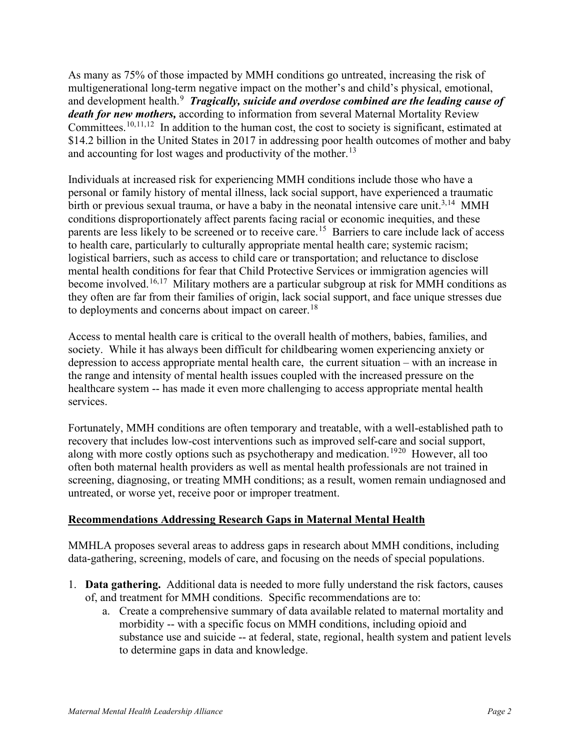As many as 75% of those impacted by MMH conditions go untreated, increasing the risk of multigenerational long-term negative impact on the mother's and child's physical, emotional, and development health.[9] ***Tragically, suicide and overdose combined are the leading cause of death for new mothers,*** according to information from several Maternal Mortality Review Committees.[10,11,12] In addition to the human cost, the cost to society is significant, estimated at $14.2 billion in the United States in 2017 in addressing poor health outcomes of mother and baby and accounting for lost wages and productivity of the mother.[13]

Individuals at increased risk for experiencing MMH conditions include those who have a personal or family history of mental illness, lack social support, have experienced a traumatic birth or previous sexual trauma, or have a baby in the neonatal intensive care unit.[3,14] MMH conditions disproportionately affect parents facing racial or economic inequities, and these parents are less likely to be screened or to receive care.[15] Barriers to care include lack of access to health care, particularly to culturally appropriate mental health care; systemic racism; logistical barriers, such as access to child care or transportation; and reluctance to disclose mental health conditions for fear that Child Protective Services or immigration agencies will become involved.[16,17] Military mothers are a particular subgroup at risk for MMH conditions as they often are far from their families of origin, lack social support, and face unique stresses due to deployments and concerns about impact on career.[18]

Access to mental health care is critical to the overall health of mothers, babies, families, and society. While it has always been difficult for childbearing women experiencing anxiety or depression to access appropriate mental health care, the current situation – with an increase in the range and intensity of mental health issues coupled with the increased pressure on the healthcare system -- has made it even more challenging to access appropriate mental health services.

Fortunately, MMH conditions are often temporary and treatable, with a well-established path to recovery that includes low-cost interventions such as improved self-care and social support, along with more costly options such as psychotherapy and medication.[1920] However, all too often both maternal health providers as well as mental health professionals are not trained in screening, diagnosing, or treating MMH conditions; as a result, women remain undiagnosed and untreated, or worse yet, receive poor or improper treatment.

## Recommendations Addressing Research Gaps in Maternal Mental Health

MMHLA proposes several areas to address gaps in research about MMH conditions, including data-gathering, screening, models of care, and focusing on the needs of special populations.

1. **Data gathering.** Additional data is needed to more fully understand the risk factors, causes of, and treatment for MMH conditions. Specific recommendations are to:
   a. Create a comprehensive summary of data available related to maternal mortality and morbidity -- with a specific focus on MMH conditions, including opioid and substance use and suicide -- at federal, state, regional, health system and patient levels to determine gaps in data and knowledge.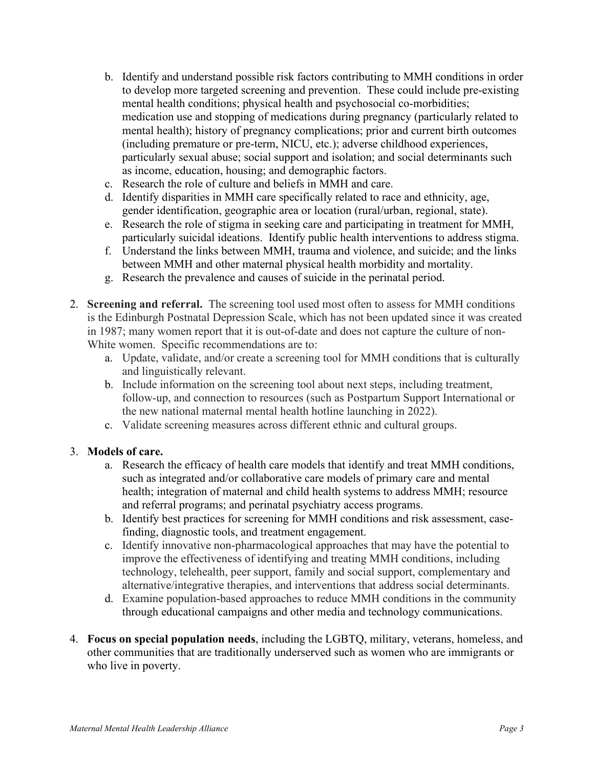b. Identify and understand possible risk factors contributing to MMH conditions in order to develop more targeted screening and prevention. These could include pre-existing mental health conditions; physical health and psychosocial co-morbidities; medication use and stopping of medications during pregnancy (particularly related to mental health); history of pregnancy complications; prior and current birth outcomes (including premature or pre-term, NICU, etc.); adverse childhood experiences, particularly sexual abuse; social support and isolation; and social determinants such as income, education, housing; and demographic factors.
   c. Research the role of culture and beliefs in MMH and care.
   d. Identify disparities in MMH care specifically related to race and ethnicity, age, gender identification, geographic area or location (rural/urban, regional, state).
   e. Research the role of stigma in seeking care and participating in treatment for MMH, particularly suicidal ideations. Identify public health interventions to address stigma.
   f. Understand the links between MMH, trauma and violence, and suicide; and the links between MMH and other maternal physical health morbidity and mortality.
   g. Research the prevalence and causes of suicide in the perinatal period.

2. **Screening and referral.** The screening tool used most often to assess for MMH conditions is the Edinburgh Postnatal Depression Scale, which has not been updated since it was created in 1987; many women report that it is out-of-date and does not capture the culture of non-White women. Specific recommendations are to:
   a. Update, validate, and/or create a screening tool for MMH conditions that is culturally and linguistically relevant.
   b. Include information on the screening tool about next steps, including treatment, follow-up, and connection to resources (such as Postpartum Support International or the new national maternal mental health hotline launching in 2022).
   c. Validate screening measures across different ethnic and cultural groups.

3. **Models of care.**
   a. Research the efficacy of health care models that identify and treat MMH conditions, such as integrated and/or collaborative care models of primary care and mental health; integration of maternal and child health systems to address MMH; resource and referral programs; and perinatal psychiatry access programs.
   b. Identify best practices for screening for MMH conditions and risk assessment, case-finding, diagnostic tools, and treatment engagement.
   c. Identify innovative non-pharmacological approaches that may have the potential to improve the effectiveness of identifying and treating MMH conditions, including technology, telehealth, peer support, family and social support, complementary and alternative/integrative therapies, and interventions that address social determinants.
   d. Examine population-based approaches to reduce MMH conditions in the community through educational campaigns and other media and technology communications.

4. **Focus on special population needs**, including the LGBTQ, military, veterans, homeless, and other communities that are traditionally underserved such as women who are immigrants or who live in poverty.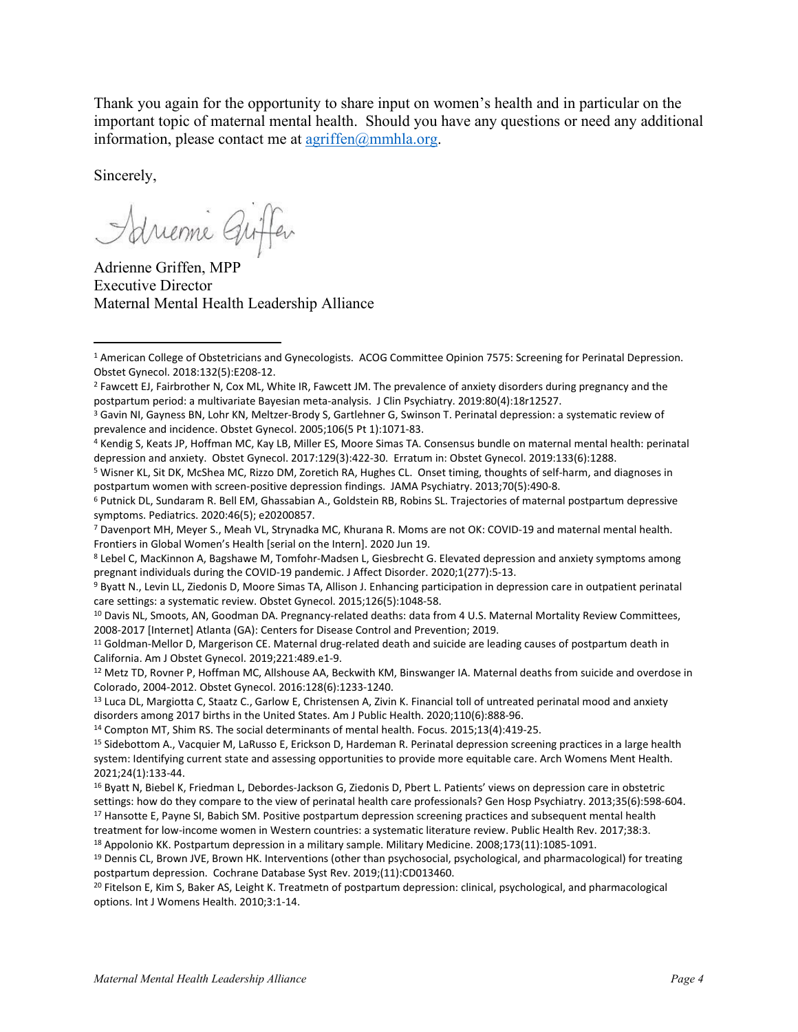Thank you again for the opportunity to share input on women's health and in particular on the important topic of maternal mental health. Should you have any questions or need any additional information, please contact me at agriffen@mmhla.org.

Sincerely,

Adrienne Griffen, MPP
Executive Director
Maternal Mental Health Leadership Alliance

---

[1] American College of Obstetricians and Gynecologists. ACOG Committee Opinion 7575: Screening for Perinatal Depression. Obstet Gynecol. 2018:132(5):E208-12.

[2] Fawcett EJ, Fairbrother N, Cox ML, White IR, Fawcett JM. The prevalence of anxiety disorders during pregnancy and the postpartum period: a multivariate Bayesian meta-analysis. J Clin Psychiatry. 2019:80(4):18r12527.

[3] Gavin NI, Gayness BN, Lohr KN, Meltzer-Brody S, Gartlehner G, Swinson T. Perinatal depression: a systematic review of prevalence and incidence. Obstet Gynecol. 2005;106(5 Pt 1):1071-83.

[4] Kendig S, Keats JP, Hoffman MC, Kay LB, Miller ES, Moore Simas TA. Consensus bundle on maternal mental health: perinatal depression and anxiety. Obstet Gynecol. 2017:129(3):422-30. Erratum in: Obstet Gynecol. 2019:133(6):1288.

[5] Wisner KL, Sit DK, McShea MC, Rizzo DM, Zoretich RA, Hughes CL. Onset timing, thoughts of self-harm, and diagnoses in postpartum women with screen-positive depression findings. JAMA Psychiatry. 2013;70(5):490-8.

[6] Putnick DL, Sundaram R. Bell EM, Ghassabian A., Goldstein RB, Robins SL. Trajectories of maternal postpartum depressive symptoms. Pediatrics. 2020:46(5); e20200857.

[7] Davenport MH, Meyer S., Meah VL, Strynadka MC, Khurana R. Moms are not OK: COVID-19 and maternal mental health. Frontiers in Global Women's Health [serial on the Intern]. 2020 Jun 19.

[8] Lebel C, MacKinnon A, Bagshawe M, Tomfohr-Madsen L, Giesbrecht G. Elevated depression and anxiety symptoms among pregnant individuals during the COVID-19 pandemic. J Affect Disorder. 2020;1(277):5-13.

[9] Byatt N., Levin LL, Ziedonis D, Moore Simas TA, Allison J. Enhancing participation in depression care in outpatient perinatal care settings: a systematic review. Obstet Gynecol. 2015;126(5):1048-58.

[10] Davis NL, Smoots, AN, Goodman DA. Pregnancy-related deaths: data from 4 U.S. Maternal Mortality Review Committees, 2008-2017 [Internet] Atlanta (GA): Centers for Disease Control and Prevention; 2019.

[11] Goldman-Mellor D, Margerison CE. Maternal drug-related death and suicide are leading causes of postpartum death in California. Am J Obstet Gynecol. 2019;221:489.e1-9.

[12] Metz TD, Rovner P, Hoffman MC, Allshouse AA, Beckwith KM, Binswanger IA. Maternal deaths from suicide and overdose in Colorado, 2004-2012. Obstet Gynecol. 2016:128(6):1233-1240.

[13] Luca DL, Margiotta C, Staatz C., Garlow E, Christensen A, Zivin K. Financial toll of untreated perinatal mood and anxiety disorders among 2017 births in the United States. Am J Public Health. 2020;110(6):888-96.

[14] Compton MT, Shim RS. The social determinants of mental health. Focus. 2015;13(4):419-25.

[15] Sidebottom A., Vacquier M, LaRusso E, Erickson D, Hardeman R. Perinatal depression screening practices in a large health system: Identifying current state and assessing opportunities to provide more equitable care. Arch Womens Ment Health. 2021;24(1):133-44.

[16] Byatt N, Biebel K, Friedman L, Debordes-Jackson G, Ziedonis D, Pbert L. Patients' views on depression care in obstetric settings: how do they compare to the view of perinatal health care professionals? Gen Hosp Psychiatry. 2013;35(6):598-604.

[17] Hansotte E, Payne SI, Babich SM. Positive postpartum depression screening practices and subsequent mental health treatment for low-income women in Western countries: a systematic literature review. Public Health Rev. 2017;38:3.

[18] Appolonio KK. Postpartum depression in a military sample. Military Medicine. 2008;173(11):1085-1091.

[19] Dennis CL, Brown JVE, Brown HK. Interventions (other than psychosocial, psychological, and pharmacological) for treating postpartum depression. Cochrane Database Syst Rev. 2019;(11):CD013460.

[20] Fitelson E, Kim S, Baker AS, Leight K. Treatmetn of postpartum depression: clinical, psychological, and pharmacological options. Int J Womens Health. 2010;3:1-14.